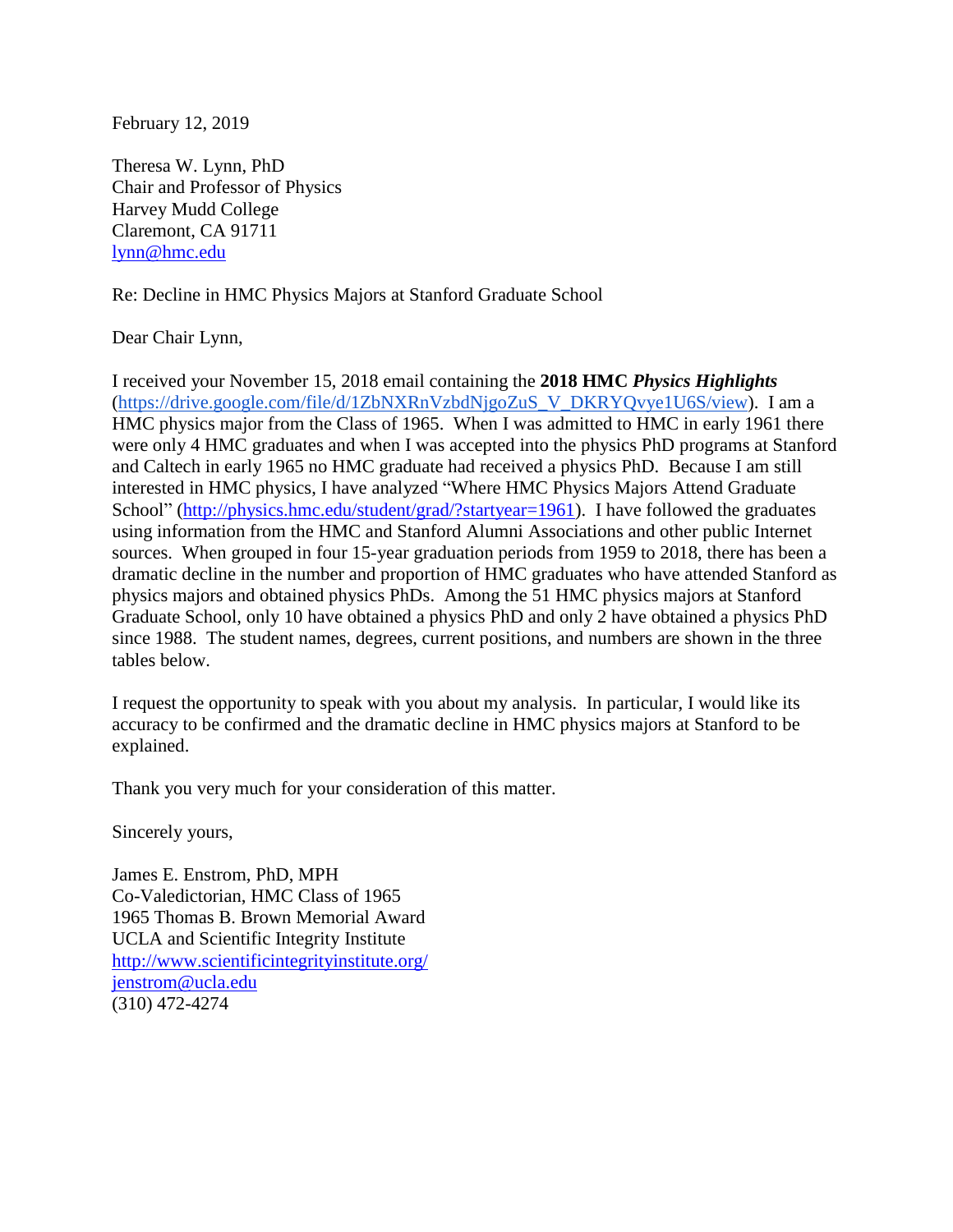February 12, 2019

Theresa W. Lynn, PhD
Chair and Professor of Physics
Harvey Mudd College
Claremont, CA 91711
lynn@hmc.edu

Re: Decline in HMC Physics Majors at Stanford Graduate School

Dear Chair Lynn,

I received your November 15, 2018 email containing the **2018 HMC *Physics Highlights*** (https://drive.google.com/file/d/1ZbNXRnVzbdNjgoZuS_V_DKRYQvye1U6S/view). I am a HMC physics major from the Class of 1965. When I was admitted to HMC in early 1961 there were only 4 HMC graduates and when I was accepted into the physics PhD programs at Stanford and Caltech in early 1965 no HMC graduate had received a physics PhD. Because I am still interested in HMC physics, I have analyzed "Where HMC Physics Majors Attend Graduate School" (http://physics.hmc.edu/student/grad/?startyear=1961). I have followed the graduates using information from the HMC and Stanford Alumni Associations and other public Internet sources. When grouped in four 15-year graduation periods from 1959 to 2018, there has been a dramatic decline in the number and proportion of HMC graduates who have attended Stanford as physics majors and obtained physics PhDs. Among the 51 HMC physics majors at Stanford Graduate School, only 10 have obtained a physics PhD and only 2 have obtained a physics PhD since 1988. The student names, degrees, current positions, and numbers are shown in the three tables below.

I request the opportunity to speak with you about my analysis. In particular, I would like its accuracy to be confirmed and the dramatic decline in HMC physics majors at Stanford to be explained.

Thank you very much for your consideration of this matter.

Sincerely yours,

James E. Enstrom, PhD, MPH
Co-Valedictorian, HMC Class of 1965
1965 Thomas B. Brown Memorial Award
UCLA and Scientific Integrity Institute
http://www.scientificintegrityinstitute.org/
jenstrom@ucla.edu
(310) 472-4274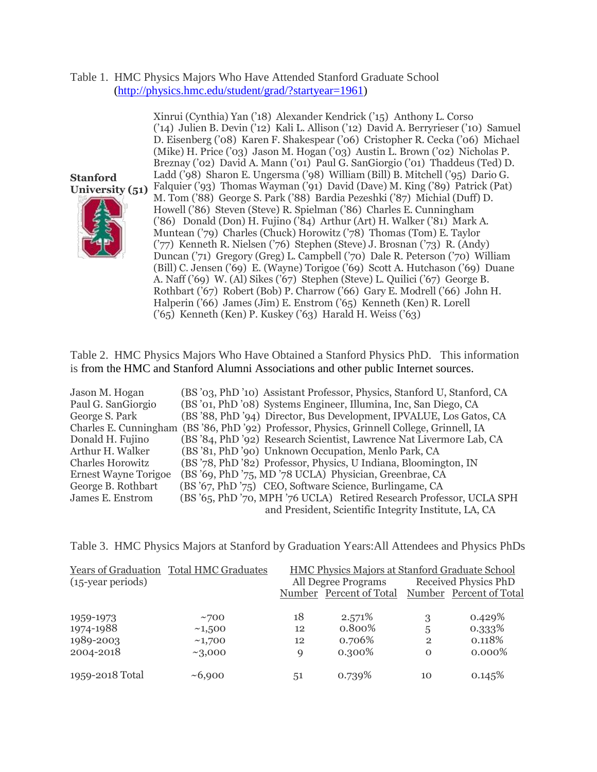Table 1. HMC Physics Majors Who Have Attended Stanford Graduate School (http://physics.hmc.edu/student/grad/?startyear=1961)

**Stanford University (51)**

Xinrui (Cynthia) Yan ('18) Alexander Kendrick ('15) Anthony L. Corso ('14) Julien B. Devin ('12) Kali L. Allison ('12) David A. Berryrieser ('10) Samuel D. Eisenberg ('08) Karen F. Shakespear ('06) Cristopher R. Cecka ('06) Michael (Mike) H. Price ('03) Jason M. Hogan ('03) Austin L. Brown ('02) Nicholas P. Breznay ('02) David A. Mann ('01) Paul G. SanGiorgio ('01) Thaddeus (Ted) D. Ladd ('98) Sharon E. Ungersma ('98) William (Bill) B. Mitchell ('95) Dario G. Falquier ('93) Thomas Wayman ('91) David (Dave) M. King ('89) Patrick (Pat) M. Tom ('88) George S. Park ('88) Bardia Pezeshki ('87) Michial (Duff) D. Howell ('86) Steven (Steve) R. Spielman ('86) Charles E. Cunningham ('86) Donald (Don) H. Fujino ('84) Arthur (Art) H. Walker ('81) Mark A. Muntean ('79) Charles (Chuck) Horowitz ('78) Thomas (Tom) E. Taylor ('77) Kenneth R. Nielsen ('76) Stephen (Steve) J. Brosnan ('73) R. (Andy) Duncan ('71) Gregory (Greg) L. Campbell ('70) Dale R. Peterson ('70) William (Bill) C. Jensen ('69) E. (Wayne) Torigoe ('69) Scott A. Hutchason ('69) Duane A. Naff ('69) W. (Al) Sikes ('67) Stephen (Steve) L. Quilici ('67) George B. Rothbart ('67) Robert (Bob) P. Charrow ('66) Gary E. Modrell ('66) John H. Halperin ('66) James (Jim) E. Enstrom ('65) Kenneth (Ken) R. Lorell ('65) Kenneth (Ken) P. Kuskey ('63) Harald H. Weiss ('63)

Table 2. HMC Physics Majors Who Have Obtained a Stanford Physics PhD. This information is from the HMC and Stanford Alumni Associations and other public Internet sources.

| | |
|---|---|
| Jason M. Hogan | (BS '03, PhD '10) Assistant Professor, Physics, Stanford U, Stanford, CA |
| Paul G. SanGiorgio | (BS '01, PhD '08) Systems Engineer, Illumina, Inc, San Diego, CA |
| George S. Park | (BS '88, PhD '94) Director, Bus Development, IPVALUE, Los Gatos, CA |
| Charles E. Cunningham | (BS '86, PhD '92) Professor, Physics, Grinnell College, Grinnell, IA |
| Donald H. Fujino | (BS '84, PhD '92) Research Scientist, Lawrence Nat Livermore Lab, CA |
| Arthur H. Walker | (BS '81, PhD '90) Unknown Occupation, Menlo Park, CA |
| Charles Horowitz | (BS '78, PhD '82) Professor, Physics, U Indiana, Bloomington, IN |
| Ernest Wayne Torigoe | (BS '69, PhD '75, MD '78 UCLA) Physician, Greenbrae, CA |
| George B. Rothbart | (BS '67, PhD '75) CEO, Software Science, Burlingame, CA |
| James E. Enstrom | (BS '65, PhD '70, MPH '76 UCLA) Retired Research Professor, UCLA SPH and President, Scientific Integrity Institute, LA, CA |

Table 3. HMC Physics Majors at Stanford by Graduation Years: All Attendees and Physics PhDs

| Years of Graduation (15-year periods) | Total HMC Graduates | HMC Physics Majors at Stanford Graduate School: All Degree Programs | | | |
|---|---|---|---|---|---|
| | | All Degree Programs | | Received Physics PhD | |
| | | Number | Percent of Total | Number | Percent of Total |
| 1959-1973 | ~700 | 18 | 2.571% | 3 | 0.429% |
| 1974-1988 | ~1,500 | 12 | 0.800% | 5 | 0.333% |
| 1989-2003 | ~1,700 | 12 | 0.706% | 2 | 0.118% |
| 2004-2018 | ~3,000 | 9 | 0.300% | 0 | 0.000% |
| 1959-2018 Total | ~6,900 | 51 | 0.739% | 10 | 0.145% |